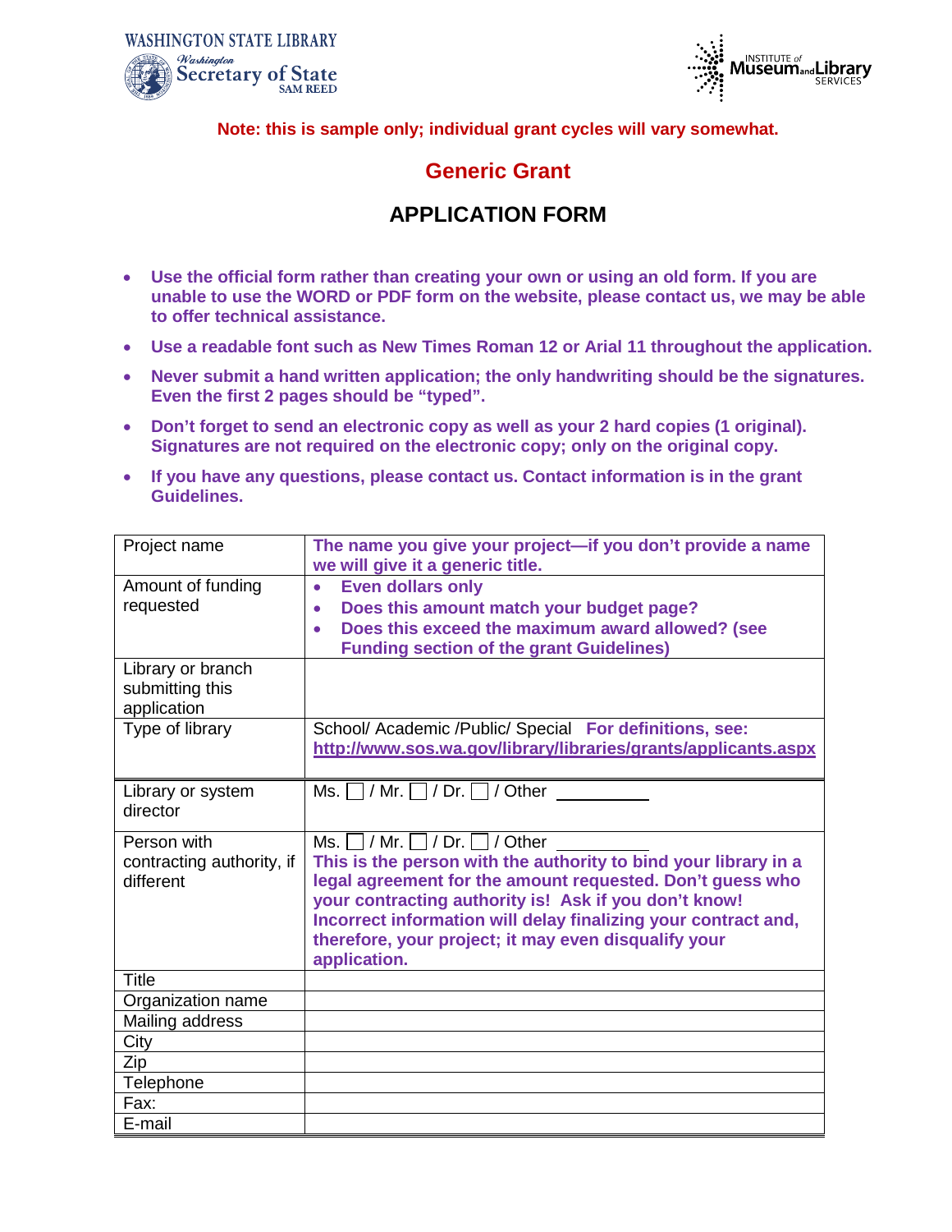WASHINGTON STATE LIBRARY
Washington Secretary of State SAM REED

INSTITUTE of Museum and Library SERVICES

**Note: this is sample only; individual grant cycles will vary somewhat.**

# Generic Grant

## APPLICATION FORM

- **Use the official form rather than creating your own or using an old form. If you are unable to use the WORD or PDF form on the website, please contact us, we may be able to offer technical assistance.**
- **Use a readable font such as New Times Roman 12 or Arial 11 throughout the application.**
- **Never submit a hand written application; the only handwriting should be the signatures. Even the first 2 pages should be "typed".**
- **Don't forget to send an electronic copy as well as your 2 hard copies (1 original). Signatures are not required on the electronic copy; only on the original copy.**
- **If you have any questions, please contact us. Contact information is in the grant Guidelines.**

| Project name | **The name you give your project—if you don't provide a name we will give it a generic title.** |
|---|---|
| Amount of funding requested | • **Even dollars only** <br> • **Does this amount match your budget page?** <br> • **Does this exceed the maximum award allowed? (see Funding section of the grant Guidelines)** |
| Library or branch submitting this application | |
| Type of library | School/ Academic /Public/ Special **For definitions, see: http://www.sos.wa.gov/library/libraries/grants/applicants.aspx** |
| Library or system director | Ms. ☐ / Mr. ☐ / Dr. ☐ / Other ________ |
| Person with contracting authority, if different | Ms. ☐ / Mr. ☐ / Dr. ☐ / Other ________ **This is the person with the authority to bind your library in a legal agreement for the amount requested. Don't guess who your contracting authority is! Ask if you don't know! Incorrect information will delay finalizing your contract and, therefore, your project; it may even disqualify your application.** |
| Title | |
| Organization name | |
| Mailing address | |
| City | |
| Zip | |
| Telephone | |
| Fax: | |
| E-mail | |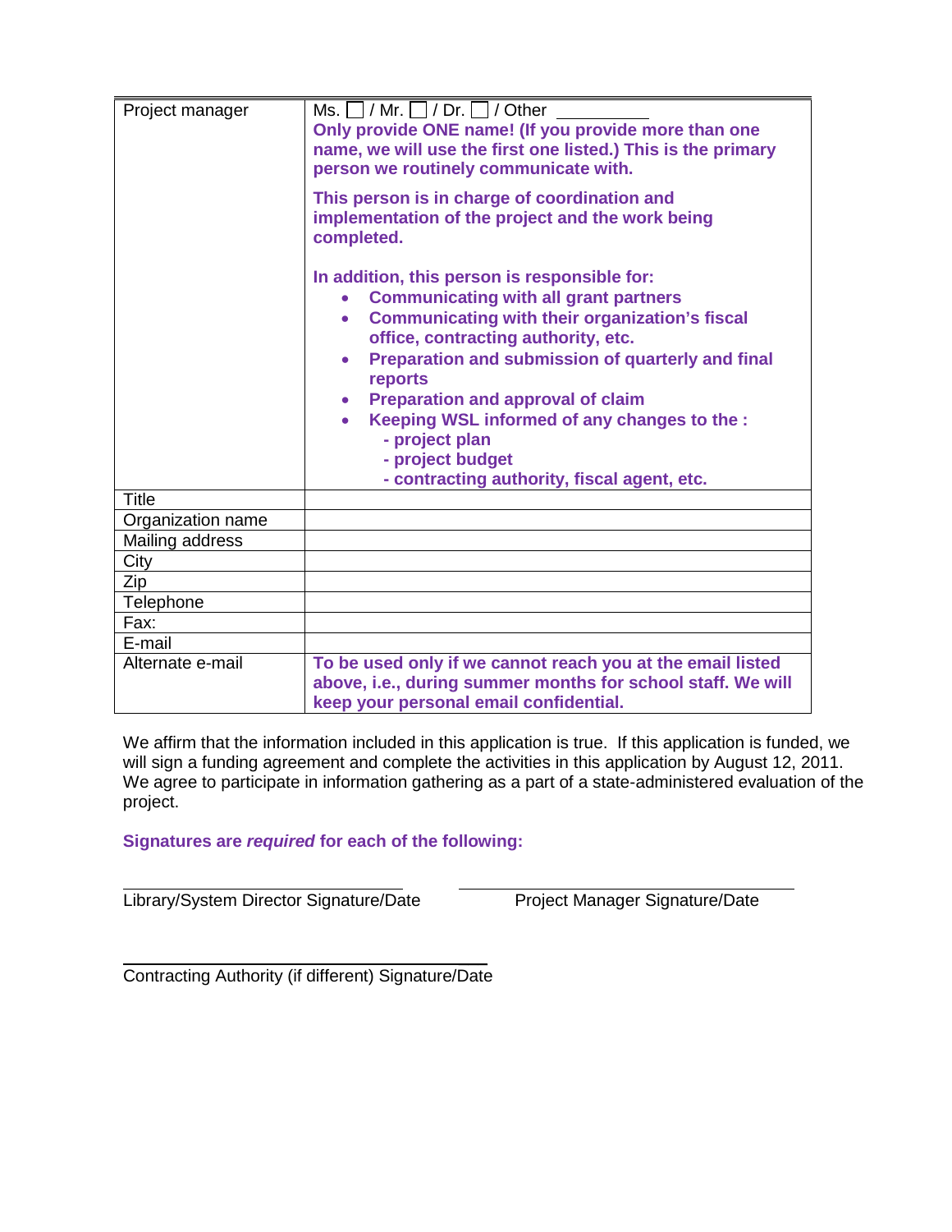| Project manager | Ms. ☐ / Mr. ☐ / Dr. ☐ / Other \_\_\_\_\_\_\_\_\_\_<br>**Only provide ONE name! (If you provide more than one name, we will use the first one listed.) This is the primary person we routinely communicate with.**<br><br>**This person is in charge of coordination and implementation of the project and the work being completed.**<br><br>**In addition, this person is responsible for:**<br>• **Communicating with all grant partners**<br>• **Communicating with their organization's fiscal office, contracting authority, etc.**<br>• **Preparation and submission of quarterly and final reports**<br>• **Preparation and approval of claim**<br>• **Keeping WSL informed of any changes to the :**<br>**- project plan**<br>**- project budget**<br>**- contracting authority, fiscal agent, etc.** |
|---|---|
| Title | |
| Organization name | |
| Mailing address | |
| City | |
| Zip | |
| Telephone | |
| Fax: | |
| E-mail | |
| Alternate e-mail | **To be used only if we cannot reach you at the email listed above, i.e., during summer months for school staff. We will keep your personal email confidential.** |

We affirm that the information included in this application is true. If this application is funded, we will sign a funding agreement and complete the activities in this application by August 12, 2011. We agree to participate in information gathering as a part of a state-administered evaluation of the project.

**Signatures are *required* for each of the following:**

\_\_\_\_\_\_\_\_\_\_\_\_\_\_\_\_\_\_\_\_\_\_\_\_\_\_\_\_\_\_\_\_\_\_\_\_\_\_\_\_
Library/System Director Signature/Date

\_\_\_\_\_\_\_\_\_\_\_\_\_\_\_\_\_\_\_\_\_\_\_\_\_\_\_\_\_\_\_\_\_\_\_\_\_\_\_\_
Project Manager Signature/Date

\_\_\_\_\_\_\_\_\_\_\_\_\_\_\_\_\_\_\_\_\_\_\_\_\_\_\_\_\_\_\_\_\_\_\_\_\_\_\_\_
Contracting Authority (if different) Signature/Date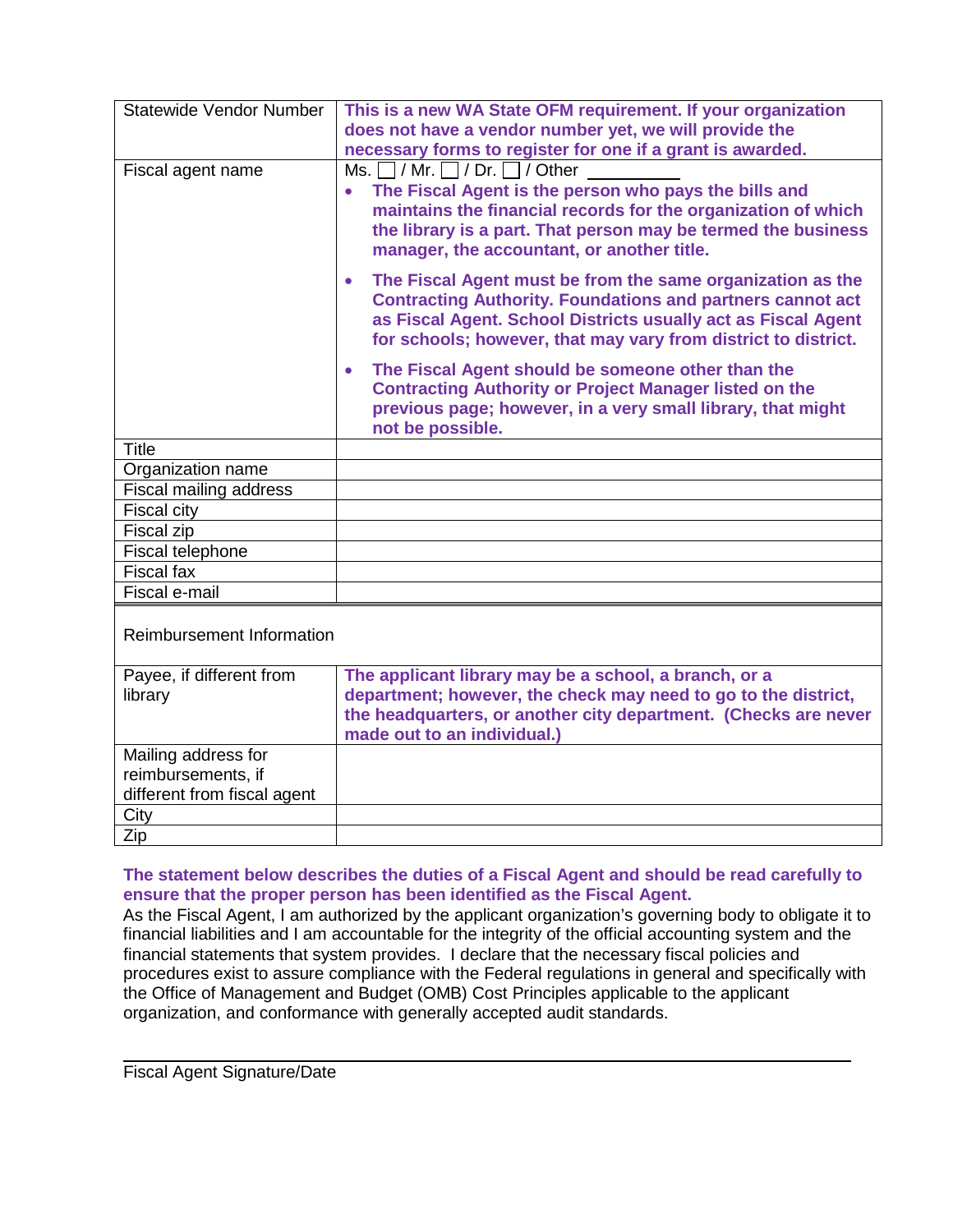| | |
|---|---|
| Statewide Vendor Number | **This is a new WA State OFM requirement. If your organization does not have a vendor number yet, we will provide the necessary forms to register for one if a grant is awarded.** |
| Fiscal agent name | Ms. ☐ / Mr. ☐ / Dr. ☐ / Other ________ <br>• **The Fiscal Agent is the person who pays the bills and maintains the financial records for the organization of which the library is a part. That person may be termed the business manager, the accountant, or another title.** <br>• **The Fiscal Agent must be from the same organization as the Contracting Authority. Foundations and partners cannot act as Fiscal Agent. School Districts usually act as Fiscal Agent for schools; however, that may vary from district to district.** <br>• **The Fiscal Agent should be someone other than the Contracting Authority or Project Manager listed on the previous page; however, in a very small library, that might not be possible.** |
| Title | |
| Organization name | |
| Fiscal mailing address | |
| Fiscal city | |
| Fiscal zip | |
| Fiscal telephone | |
| Fiscal fax | |
| Fiscal e-mail | |

| Reimbursement Information | |
|---|---|
| Payee, if different from library | **The applicant library may be a school, a branch, or a department; however, the check may need to go to the district, the headquarters, or another city department. (Checks are never made out to an individual.)** |
| Mailing address for reimbursements, if different from fiscal agent | |
| City | |
| Zip | |

**The statement below describes the duties of a Fiscal Agent and should be read carefully to ensure that the proper person has been identified as the Fiscal Agent.**

As the Fiscal Agent, I am authorized by the applicant organization's governing body to obligate it to financial liabilities and I am accountable for the integrity of the official accounting system and the financial statements that system provides. I declare that the necessary fiscal policies and procedures exist to assure compliance with the Federal regulations in general and specifically with the Office of Management and Budget (OMB) Cost Principles applicable to the applicant organization, and conformance with generally accepted audit standards.

______________________________________________

Fiscal Agent Signature/Date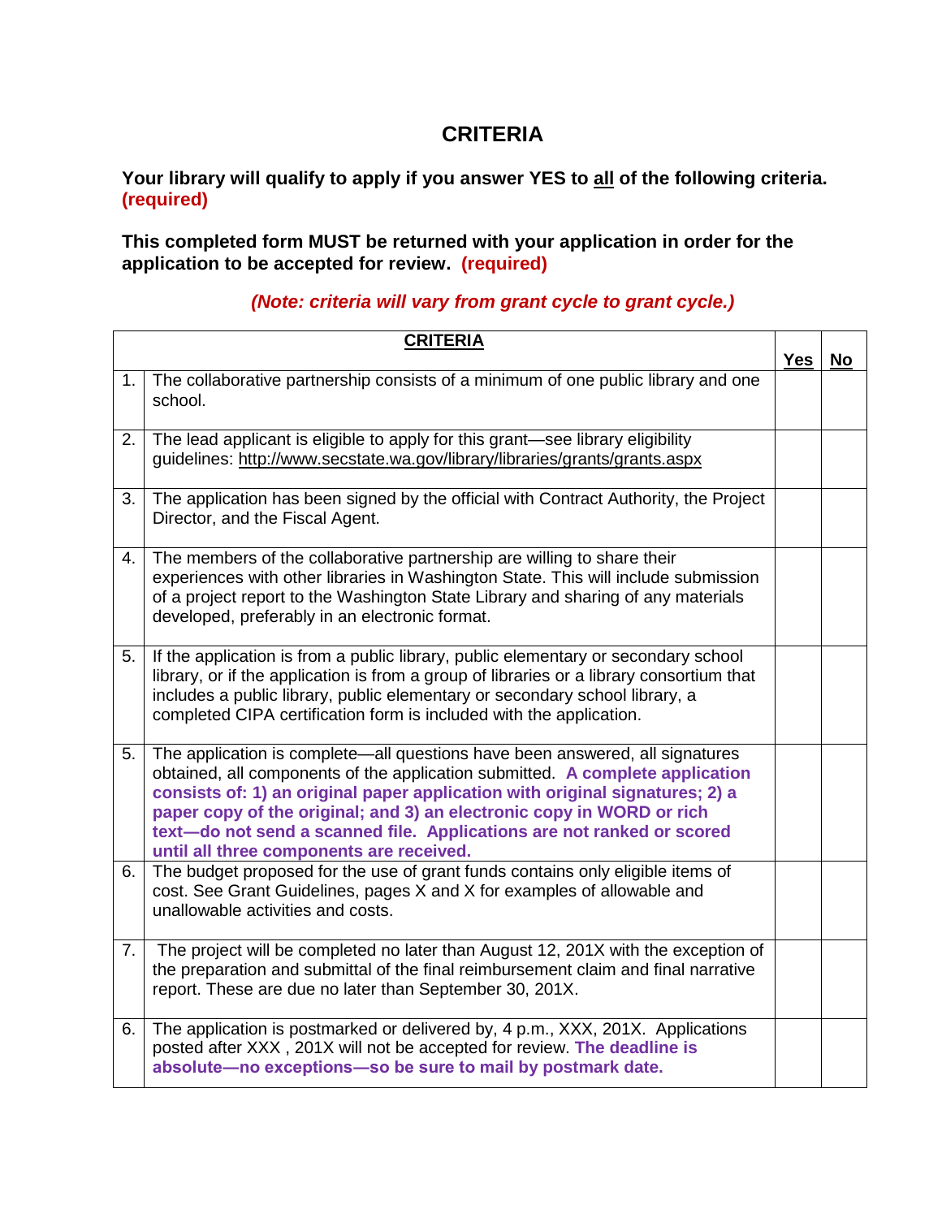# CRITERIA

**Your library will qualify to apply if you answer YES to all of the following criteria. (required)**

**This completed form MUST be returned with your application in order for the application to be accepted for review. (required)**

***(Note: criteria will vary from grant cycle to grant cycle.)***

| | CRITERIA | Yes | No |
|---|---|---|---|
| 1. | The collaborative partnership consists of a minimum of one public library and one school. | | |
| 2. | The lead applicant is eligible to apply for this grant—see library eligibility guidelines: http://www.secstate.wa.gov/library/libraries/grants/grants.aspx | | |
| 3. | The application has been signed by the official with Contract Authority, the Project Director, and the Fiscal Agent. | | |
| 4. | The members of the collaborative partnership are willing to share their experiences with other libraries in Washington State. This will include submission of a project report to the Washington State Library and sharing of any materials developed, preferably in an electronic format. | | |
| 5. | If the application is from a public library, public elementary or secondary school library, or if the application is from a group of libraries or a library consortium that includes a public library, public elementary or secondary school library, a completed CIPA certification form is included with the application. | | |
| 5. | The application is complete—all questions have been answered, all signatures obtained, all components of the application submitted. **A complete application consists of: 1) an original paper application with original signatures; 2) a paper copy of the original; and 3) an electronic copy in WORD or rich text—do not send a scanned file. Applications are not ranked or scored until all three components are received.** | | |
| 6. | The budget proposed for the use of grant funds contains only eligible items of cost. See Grant Guidelines, pages X and X for examples of allowable and unallowable activities and costs. | | |
| 7. | The project will be completed no later than August 12, 201X with the exception of the preparation and submittal of the final reimbursement claim and final narrative report. These are due no later than September 30, 201X. | | |
| 6. | The application is postmarked or delivered by, 4 p.m., XXX, 201X. Applications posted after XXX , 201X will not be accepted for review. **The deadline is absolute—no exceptions—so be sure to mail by postmark date.** | | |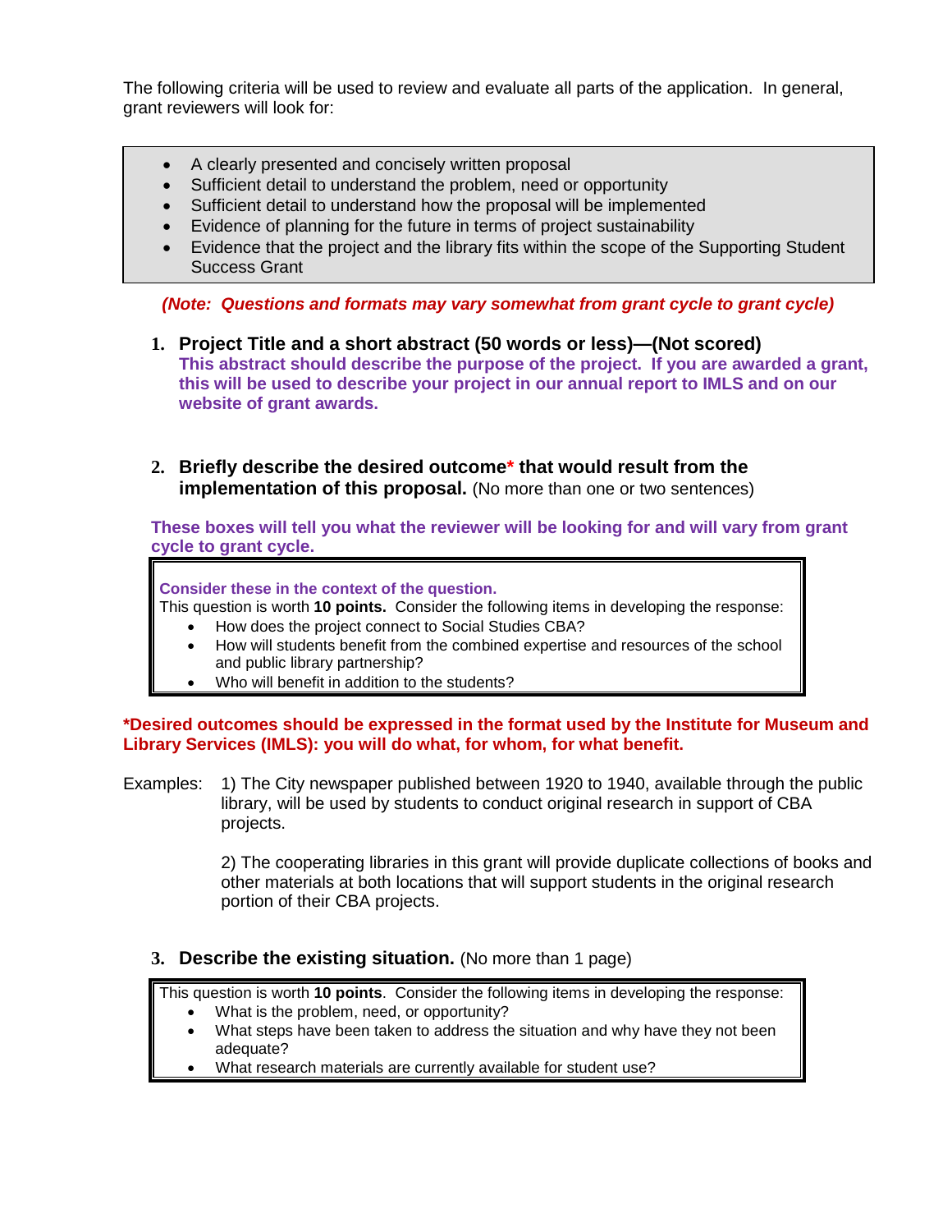The following criteria will be used to review and evaluate all parts of the application. In general, grant reviewers will look for:

- A clearly presented and concisely written proposal
- Sufficient detail to understand the problem, need or opportunity
- Sufficient detail to understand how the proposal will be implemented
- Evidence of planning for the future in terms of project sustainability
- Evidence that the project and the library fits within the scope of the Supporting Student Success Grant

***(Note: Questions and formats may vary somewhat from grant cycle to grant cycle)***

1. **Project Title and a short abstract (50 words or less)—(Not scored)**
   **This abstract should describe the purpose of the project. If you are awarded a grant, this will be used to describe your project in our annual report to IMLS and on our website of grant awards.**

2. **Briefly describe the desired outcome* that would result from the implementation of this proposal.** (No more than one or two sentences)

**These boxes will tell you what the reviewer will be looking for and will vary from grant cycle to grant cycle.**

> **Consider these in the context of the question.**
> This question is worth **10 points.** Consider the following items in developing the response:
> - How does the project connect to Social Studies CBA?
> - How will students benefit from the combined expertise and resources of the school and public library partnership?
> - Who will benefit in addition to the students?

**\*Desired outcomes should be expressed in the format used by the Institute for Museum and Library Services (IMLS): you will do what, for whom, for what benefit.**

Examples: 1) The City newspaper published between 1920 to 1940, available through the public library, will be used by students to conduct original research in support of CBA projects.

2) The cooperating libraries in this grant will provide duplicate collections of books and other materials at both locations that will support students in the original research portion of their CBA projects.

3. **Describe the existing situation.** (No more than 1 page)

> This question is worth **10 points**. Consider the following items in developing the response:
> - What is the problem, need, or opportunity?
> - What steps have been taken to address the situation and why have they not been adequate?
> - What research materials are currently available for student use?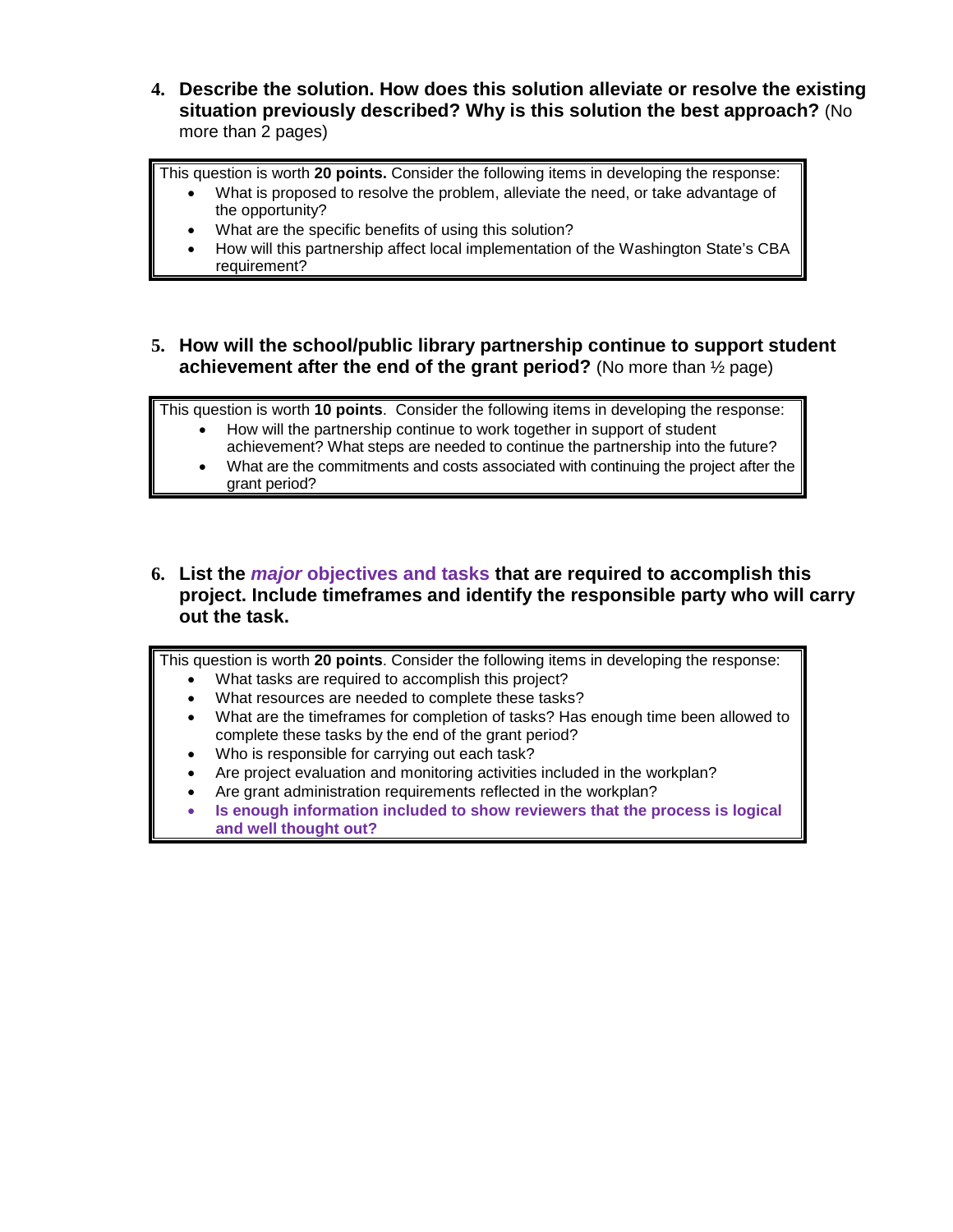4. **Describe the solution. How does this solution alleviate or resolve the existing situation previously described? Why is this solution the best approach?** (No more than 2 pages)

> This question is worth **20 points.** Consider the following items in developing the response:
> - What is proposed to resolve the problem, alleviate the need, or take advantage of the opportunity?
> - What are the specific benefits of using this solution?
> - How will this partnership affect local implementation of the Washington State's CBA requirement?

5. **How will the school/public library partnership continue to support student achievement after the end of the grant period?** (No more than ½ page)

> This question is worth **10 points**. Consider the following items in developing the response:
> - How will the partnership continue to work together in support of student achievement? What steps are needed to continue the partnership into the future?
> - What are the commitments and costs associated with continuing the project after the grant period?

6. **List the *major* objectives and tasks that are required to accomplish this project. Include timeframes and identify the responsible party who will carry out the task.**

> This question is worth **20 points**. Consider the following items in developing the response:
> - What tasks are required to accomplish this project?
> - What resources are needed to complete these tasks?
> - What are the timeframes for completion of tasks? Has enough time been allowed to complete these tasks by the end of the grant period?
> - Who is responsible for carrying out each task?
> - Are project evaluation and monitoring activities included in the workplan?
> - Are grant administration requirements reflected in the workplan?
> - **Is enough information included to show reviewers that the process is logical and well thought out?**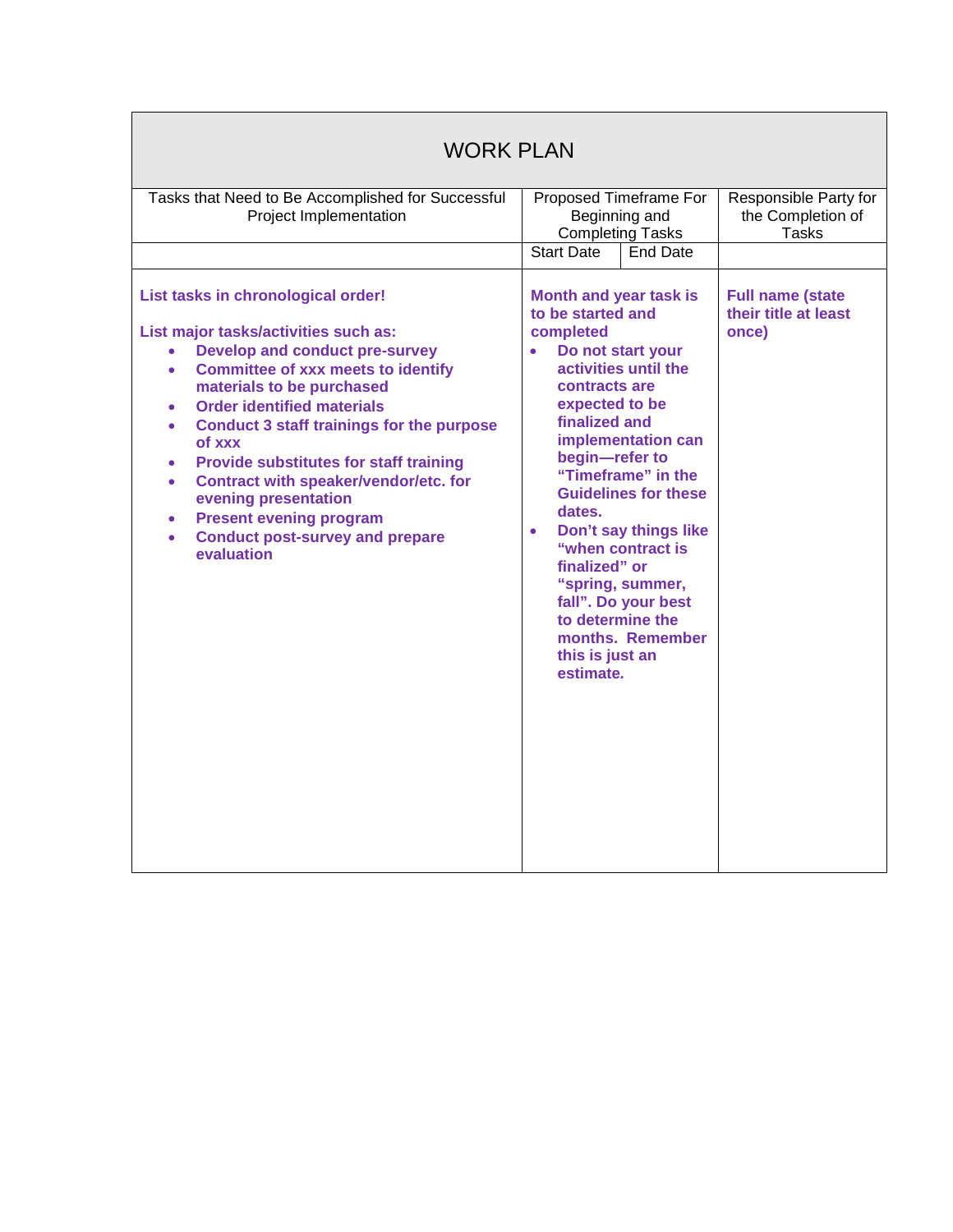# WORK PLAN

| Tasks that Need to Be Accomplished for Successful Project Implementation | Proposed Timeframe For Beginning and Completing Tasks | | Responsible Party for the Completion of Tasks |
|---|---|---|---|
| | Start Date | End Date | |
| **List tasks in chronological order!**<br><br>**List major tasks/activities such as:**<br>• **Develop and conduct pre-survey**<br>• **Committee of xxx meets to identify materials to be purchased**<br>• **Order identified materials**<br>• **Conduct 3 staff trainings for the purpose of xxx**<br>• **Provide substitutes for staff training**<br>• **Contract with speaker/vendor/etc. for evening presentation**<br>• **Present evening program**<br>• **Conduct post-survey and prepare evaluation** | **Month and year task is to be started and completed**<br>• **Do not start your activities until the contracts are expected to be finalized and implementation can begin—refer to "Timeframe" in the Guidelines for these dates.**<br>• **Don't say things like "when contract is finalized" or "spring, summer, fall". Do your best to determine the months. Remember this is just an estimate.** | | **Full name (state their title at least once)** |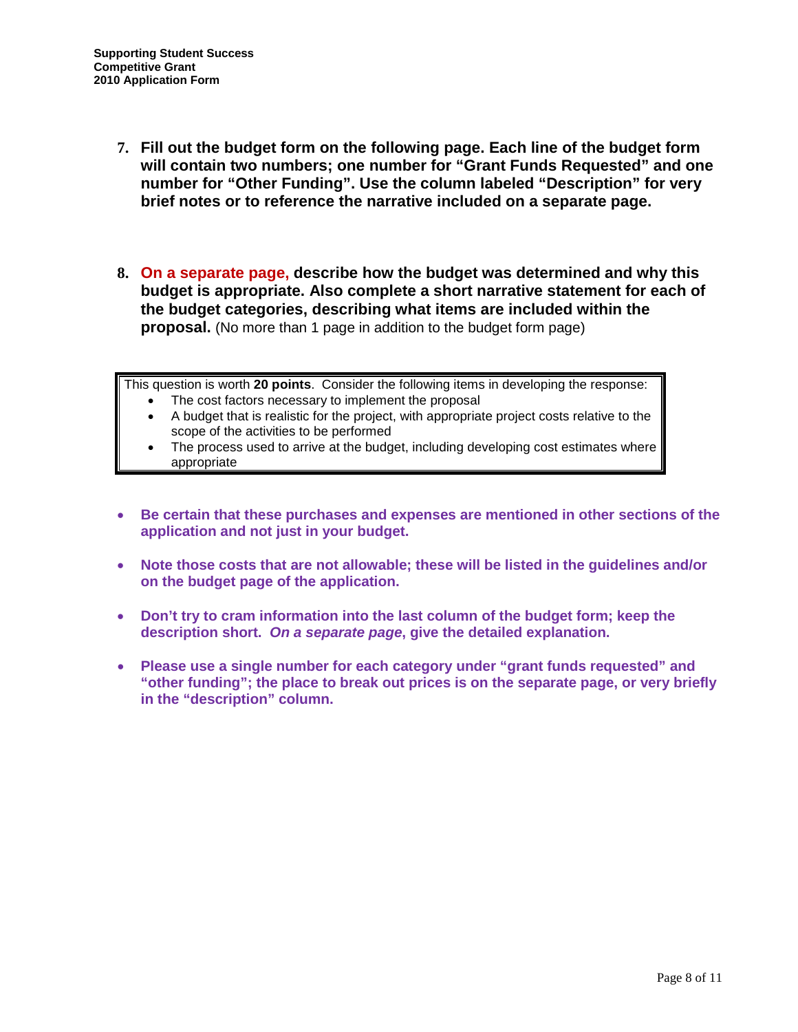7. **Fill out the budget form on the following page. Each line of the budget form will contain two numbers; one number for "Grant Funds Requested" and one number for "Other Funding". Use the column labeled "Description" for very brief notes or to reference the narrative included on a separate page.**

8. **On a separate page, describe how the budget was determined and why this budget is appropriate. Also complete a short narrative statement for each of the budget categories, describing what items are included within the proposal.** (No more than 1 page in addition to the budget form page)

> This question is worth **20 points**. Consider the following items in developing the response:
> - The cost factors necessary to implement the proposal
> - A budget that is realistic for the project, with appropriate project costs relative to the scope of the activities to be performed
> - The process used to arrive at the budget, including developing cost estimates where appropriate

- **Be certain that these purchases and expenses are mentioned in other sections of the application and not just in your budget.**

- **Note those costs that are not allowable; these will be listed in the guidelines and/or on the budget page of the application.**

- **Don't try to cram information into the last column of the budget form; keep the description short. *On a separate page*, give the detailed explanation.**

- **Please use a single number for each category under "grant funds requested" and "other funding"; the place to break out prices is on the separate page, or very briefly in the "description" column.**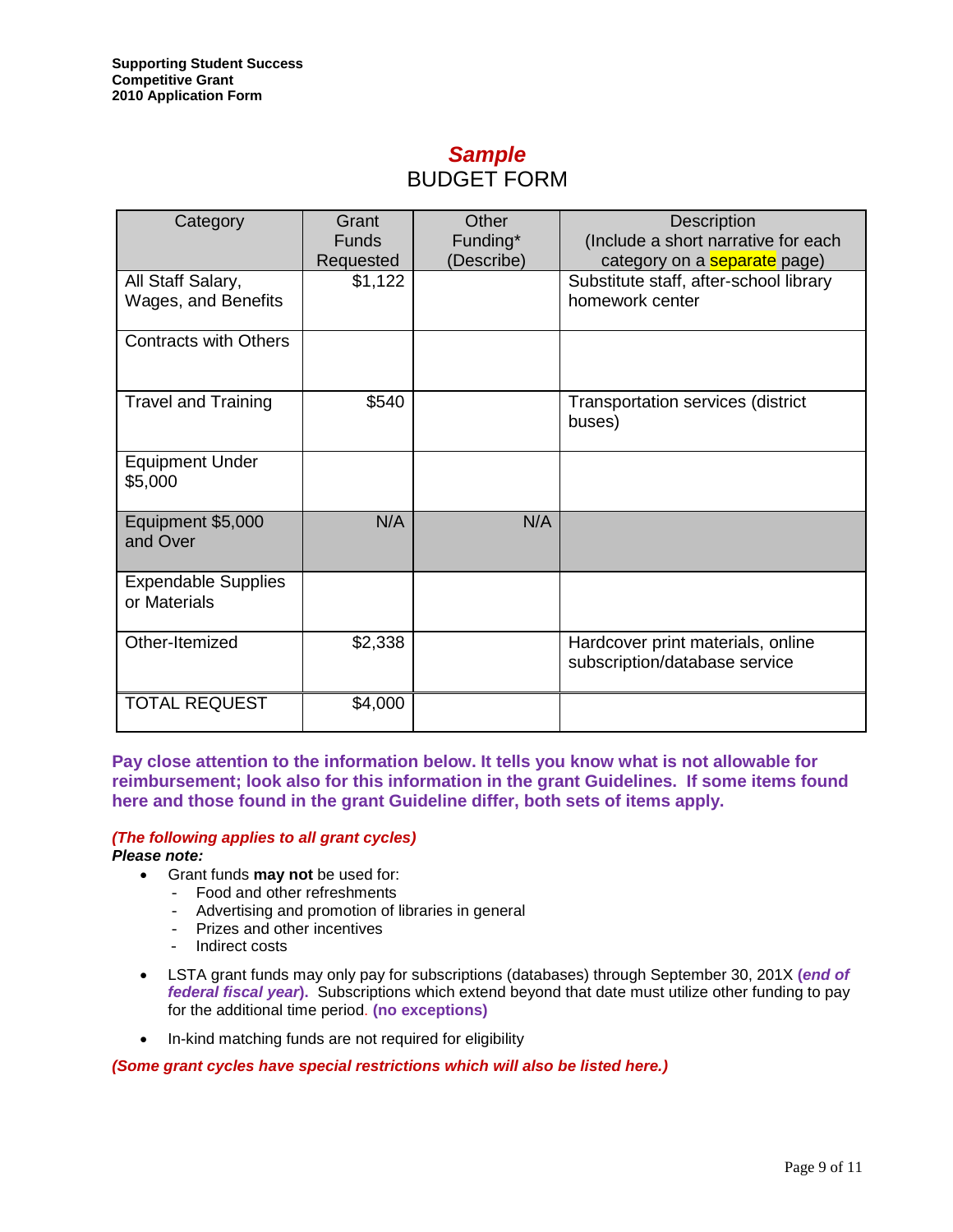**Supporting Student Success**
**Competitive Grant**
**2010 Application Form**

# *Sample*
# BUDGET FORM

| Category | Grant Funds Requested | Other Funding* (Describe) | Description (Include a short narrative for each category on a separate page) |
|---|---|---|---|
| All Staff Salary, Wages, and Benefits | $1,122 | | Substitute staff, after-school library homework center |
| Contracts with Others | | | |
| Travel and Training | $540 | | Transportation services (district buses) |
| Equipment Under $5,000 | | | |
| Equipment $5,000 and Over | N/A | N/A | |
| Expendable Supplies or Materials | | | |
| Other-Itemized | $2,338 | | Hardcover print materials, online subscription/database service |
| TOTAL REQUEST | $4,000 | | |

**Pay close attention to the information below. It tells you know what is not allowable for reimbursement; look also for this information in the grant Guidelines. If some items found here and those found in the grant Guideline differ, both sets of items apply.**

***(The following applies to all grant cycles)***
***Please note:***

- Grant funds **may not** be used for:
  - Food and other refreshments
  - Advertising and promotion of libraries in general
  - Prizes and other incentives
  - Indirect costs
- LSTA grant funds may only pay for subscriptions (databases) through September 30, 201X **(*end of federal fiscal year*).** Subscriptions which extend beyond that date must utilize other funding to pay for the additional time period. **(no exceptions)**
- In-kind matching funds are not required for eligibility

***(Some grant cycles have special restrictions which will also be listed here.)***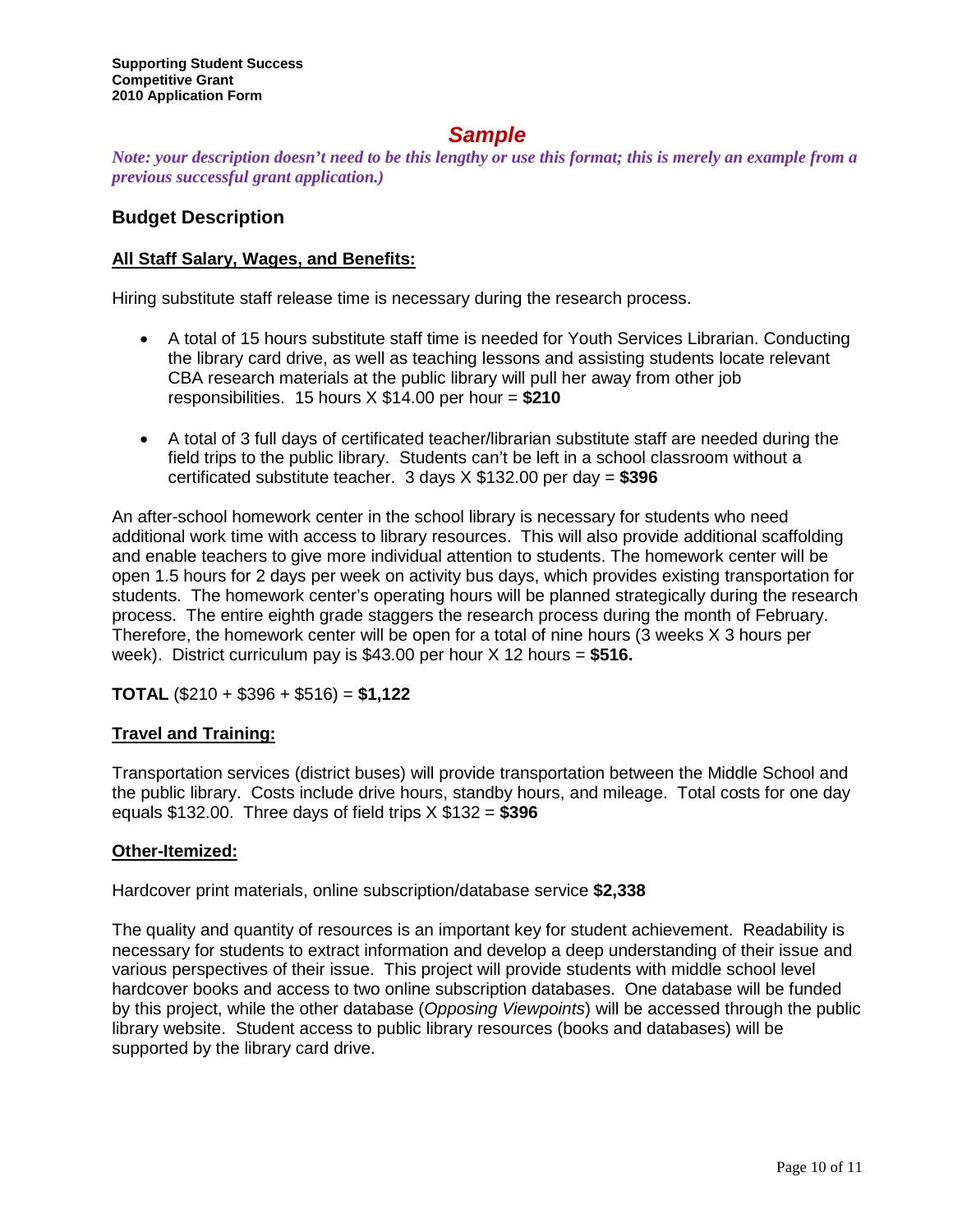**Supporting Student Success**
**Competitive Grant**
**2010 Application Form**

# *Sample*

*Note: your description doesn't need to be this lengthy or use this format; this is merely an example from a previous successful grant application.)*

## Budget Description

### All Staff Salary, Wages, and Benefits:

Hiring substitute staff release time is necessary during the research process.

- A total of 15 hours substitute staff time is needed for Youth Services Librarian. Conducting the library card drive, as well as teaching lessons and assisting students locate relevant CBA research materials at the public library will pull her away from other job responsibilities. 15 hours X $14.00 per hour = **$210**
- A total of 3 full days of certificated teacher/librarian substitute staff are needed during the field trips to the public library. Students can't be left in a school classroom without a certificated substitute teacher. 3 days X $132.00 per day = **$396**

An after-school homework center in the school library is necessary for students who need additional work time with access to library resources. This will also provide additional scaffolding and enable teachers to give more individual attention to students. The homework center will be open 1.5 hours for 2 days per week on activity bus days, which provides existing transportation for students. The homework center's operating hours will be planned strategically during the research process. The entire eighth grade staggers the research process during the month of February. Therefore, the homework center will be open for a total of nine hours (3 weeks X 3 hours per week). District curriculum pay is $43.00 per hour X 12 hours = **$516.**

**TOTAL** ($210 + $396 + $516) = **$1,122**

### Travel and Training:

Transportation services (district buses) will provide transportation between the Middle School and the public library. Costs include drive hours, standby hours, and mileage. Total costs for one day equals $132.00. Three days of field trips X $132 = **$396**

### Other-Itemized:

Hardcover print materials, online subscription/database service **$2,338**

The quality and quantity of resources is an important key for student achievement. Readability is necessary for students to extract information and develop a deep understanding of their issue and various perspectives of their issue. This project will provide students with middle school level hardcover books and access to two online subscription databases. One database will be funded by this project, while the other database (*Opposing Viewpoints*) will be accessed through the public library website. Student access to public library resources (books and databases) will be supported by the library card drive.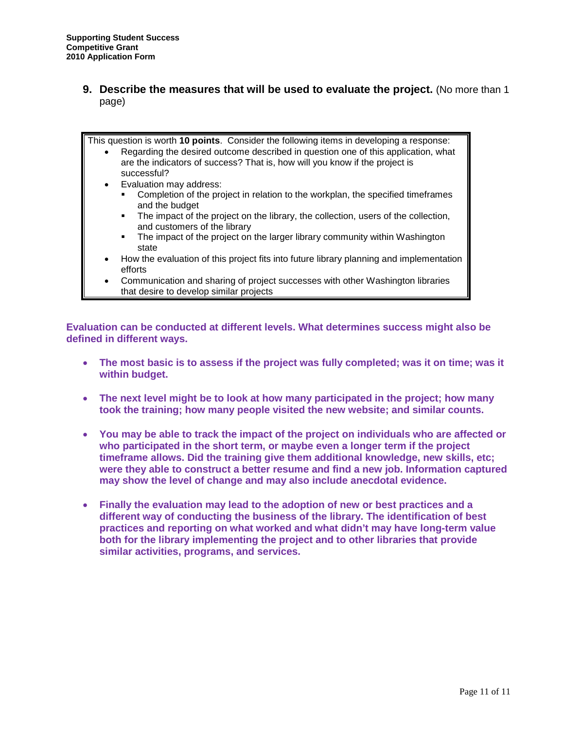**Supporting Student Success**
**Competitive Grant**
**2010 Application Form**

**9. Describe the measures that will be used to evaluate the project.** (No more than 1 page)

This question is worth **10 points**. Consider the following items in developing a response:

- Regarding the desired outcome described in question one of this application, what are the indicators of success? That is, how will you know if the project is successful?
- Evaluation may address:
  - Completion of the project in relation to the workplan, the specified timeframes and the budget
  - The impact of the project on the library, the collection, users of the collection, and customers of the library
  - The impact of the project on the larger library community within Washington state
- How the evaluation of this project fits into future library planning and implementation efforts
- Communication and sharing of project successes with other Washington libraries that desire to develop similar projects

**Evaluation can be conducted at different levels. What determines success might also be defined in different ways.**

- **The most basic is to assess if the project was fully completed; was it on time; was it within budget.**
- **The next level might be to look at how many participated in the project; how many took the training; how many people visited the new website; and similar counts.**
- **You may be able to track the impact of the project on individuals who are affected or who participated in the short term, or maybe even a longer term if the project timeframe allows. Did the training give them additional knowledge, new skills, etc; were they able to construct a better resume and find a new job. Information captured may show the level of change and may also include anecdotal evidence.**
- **Finally the evaluation may lead to the adoption of new or best practices and a different way of conducting the business of the library. The identification of best practices and reporting on what worked and what didn't may have long-term value both for the library implementing the project and to other libraries that provide similar activities, programs, and services.**